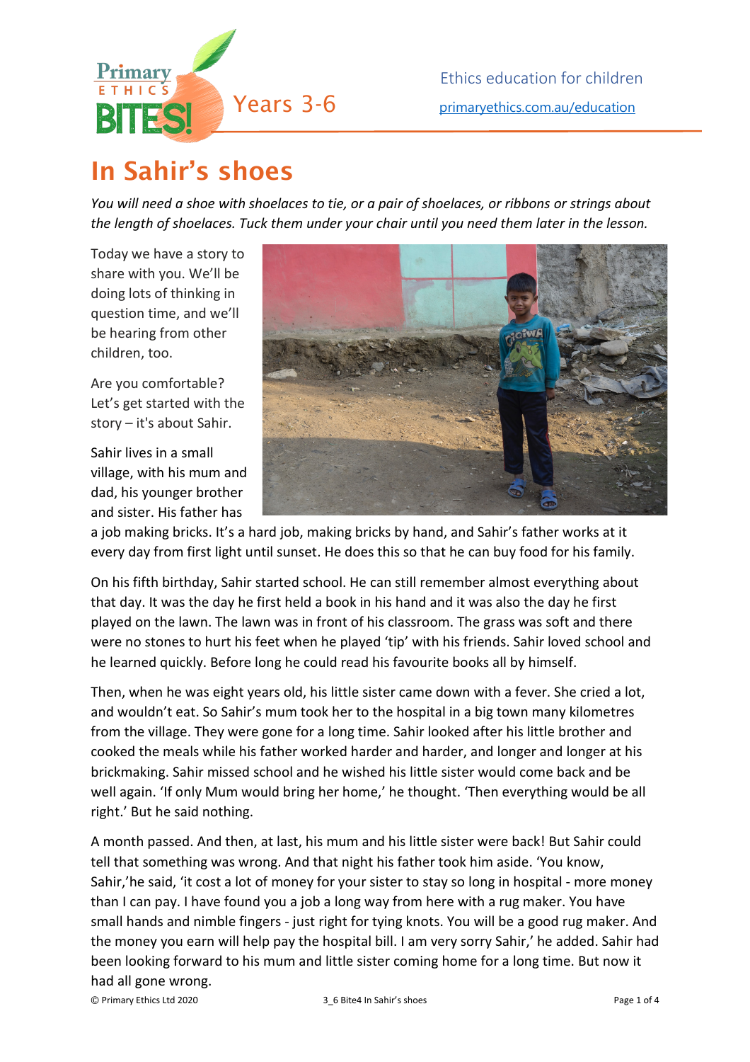# In Sahir's shoes

*You will need a shoe with shoelaces to tie, or a pair of shoelaces, or ribbons or strings about the length of shoelaces. Tuck them under your chair until you need them later in the lesson.*

Today we have a story to share with you. We'll be doing lots of thinking in question time, and we'll be hearing from other children, too.

Are you comfortable? Let's get started with the story – it's about Sahir.

Sahir lives in a small village, with his mum and dad, his younger brother and sister. His father has a job making bricks. It's a hard job, making bricks by hand, and Sahir's father works at it every day from first light until sunset. He does this so that he can buy food for his family.

On his fifth birthday, Sahir started school. He can still remember almost everything about that day. It was the day he first held a book in his hand and it was also the day he first played on the lawn. The lawn was in front of his classroom. The grass was soft and there were no stones to hurt his feet when he played 'tip' with his friends. Sahir loved school and he learned quickly. Before long he could read his favourite books all by himself.

Then, when he was eight years old, his little sister came down with a fever. She cried a lot, and wouldn't eat. So Sahir's mum took her to the hospital in a big town many kilometres from the village. They were gone for a long time. Sahir looked after his little brother and cooked the meals while his father worked harder and harder, and longer and longer at his brickmaking. Sahir missed school and he wished his little sister would come back and be well again. 'If only Mum would bring her home,' he thought. 'Then everything would be all right.' But he said nothing.

A month passed. And then, at last, his mum and his little sister were back! But Sahir could tell that something was wrong. And that night his father took him aside. 'You know, Sahir,'he said, 'it cost a lot of money for your sister to stay so long in hospital - more money than I can pay. I have found you a job a long way from here with a rug maker. You have small hands and nimble fingers - just right for tying knots. You will be a good rug maker. And the money you earn will help pay the hospital bill. I am very sorry Sahir,' he added. Sahir had been looking forward to his mum and little sister coming home for a long time. But now it had all gone wrong.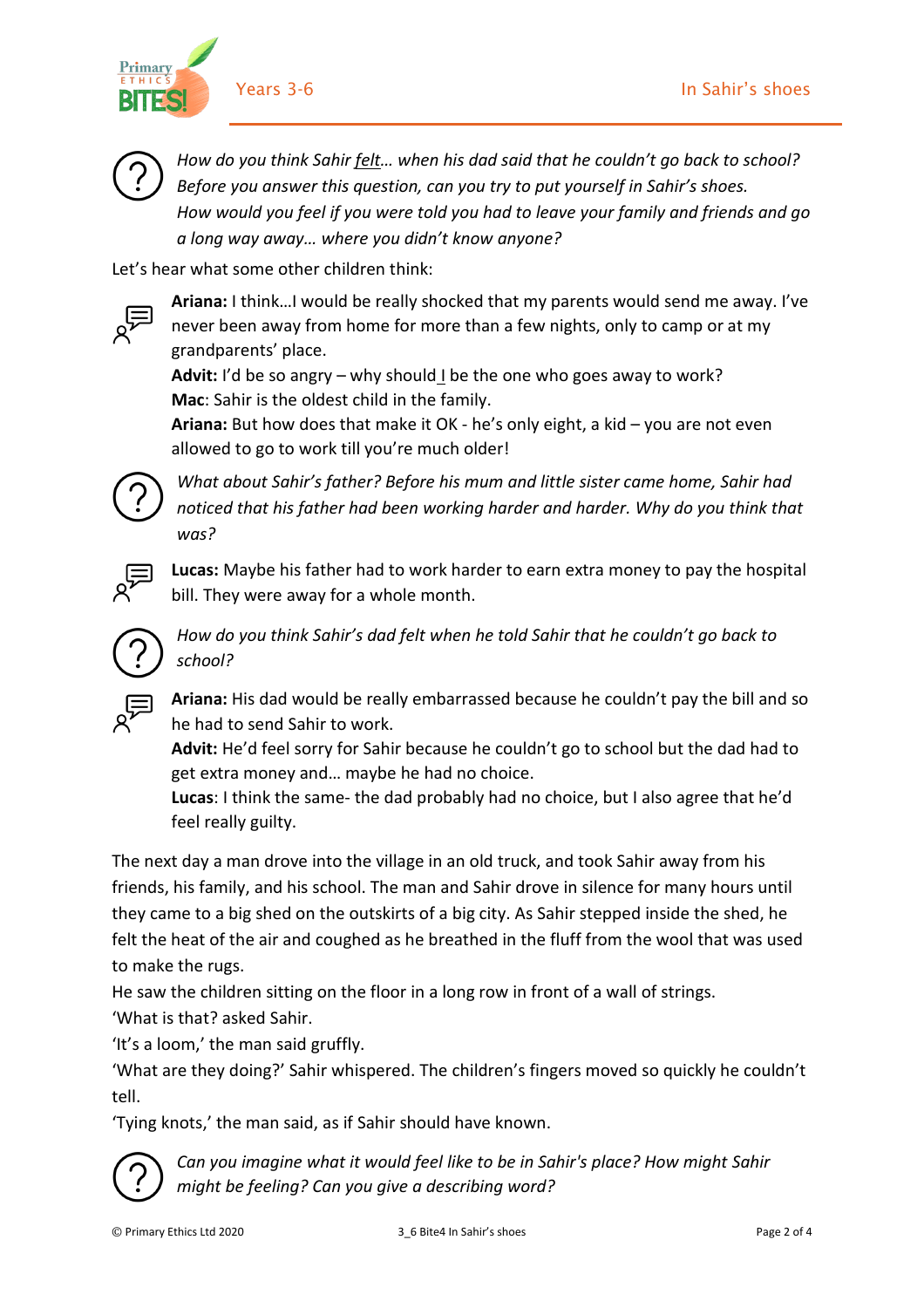*How do you think Sahir felt… when his dad said that he couldn't go back to school? Before you answer this question, can you try to put yourself in Sahir's shoes. How would you feel if you were told you had to leave your family and friends and go a long way away… where you didn't know anyone?*

Let's hear what some other children think:

**Ariana:** I think…I would be really shocked that my parents would send me away. I've never been away from home for more than a few nights, only to camp or at my grandparents' place.
**Advit:** I'd be so angry – why should I be the one who goes away to work?
**Mac**: Sahir is the oldest child in the family.
**Ariana:** But how does that make it OK - he's only eight, a kid – you are not even allowed to go to work till you're much older!

*What about Sahir's father? Before his mum and little sister came home, Sahir had noticed that his father had been working harder and harder. Why do you think that was?*

**Lucas:** Maybe his father had to work harder to earn extra money to pay the hospital bill. They were away for a whole month.

*How do you think Sahir's dad felt when he told Sahir that he couldn't go back to school?*

**Ariana:** His dad would be really embarrassed because he couldn't pay the bill and so he had to send Sahir to work.
**Advit:** He'd feel sorry for Sahir because he couldn't go to school but the dad had to get extra money and… maybe he had no choice.
**Lucas**: I think the same- the dad probably had no choice, but I also agree that he'd feel really guilty.

The next day a man drove into the village in an old truck, and took Sahir away from his friends, his family, and his school. The man and Sahir drove in silence for many hours until they came to a big shed on the outskirts of a big city. As Sahir stepped inside the shed, he felt the heat of the air and coughed as he breathed in the fluff from the wool that was used to make the rugs.
He saw the children sitting on the floor in a long row in front of a wall of strings.
'What is that? asked Sahir.
'It's a loom,' the man said gruffly.
'What are they doing?' Sahir whispered. The children's fingers moved so quickly he couldn't tell.
'Tying knots,' the man said, as if Sahir should have known.

*Can you imagine what it would feel like to be in Sahir's place? How might Sahir might be feeling? Can you give a describing word?*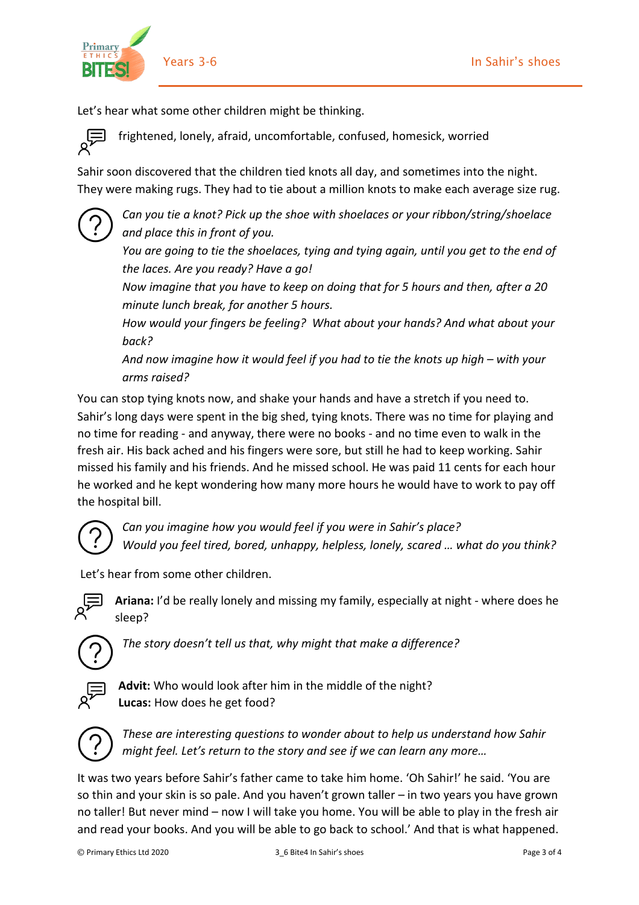Let's hear what some other children might be thinking.

frightened, lonely, afraid, uncomfortable, confused, homesick, worried

Sahir soon discovered that the children tied knots all day, and sometimes into the night. They were making rugs. They had to tie about a million knots to make each average size rug.

*Can you tie a knot? Pick up the shoe with shoelaces or your ribbon/string/shoelace and place this in front of you.*
*You are going to tie the shoelaces, tying and tying again, until you get to the end of the laces. Are you ready? Have a go!*
*Now imagine that you have to keep on doing that for 5 hours and then, after a 20 minute lunch break, for another 5 hours.*
*How would your fingers be feeling? What about your hands? And what about your back?*
*And now imagine how it would feel if you had to tie the knots up high – with your arms raised?*

You can stop tying knots now, and shake your hands and have a stretch if you need to. Sahir's long days were spent in the big shed, tying knots. There was no time for playing and no time for reading - and anyway, there were no books - and no time even to walk in the fresh air. His back ached and his fingers were sore, but still he had to keep working. Sahir missed his family and his friends. And he missed school. He was paid 11 cents for each hour he worked and he kept wondering how many more hours he would have to work to pay off the hospital bill.

*Can you imagine how you would feel if you were in Sahir's place?*
*Would you feel tired, bored, unhappy, helpless, lonely, scared … what do you think?*

Let's hear from some other children.

**Ariana:** I'd be really lonely and missing my family, especially at night - where does he sleep?

*The story doesn't tell us that, why might that make a difference?*

**Advit:** Who would look after him in the middle of the night?
**Lucas:** How does he get food?

*These are interesting questions to wonder about to help us understand how Sahir might feel. Let's return to the story and see if we can learn any more…*

It was two years before Sahir's father came to take him home. 'Oh Sahir!' he said. 'You are so thin and your skin is so pale. And you haven't grown taller – in two years you have grown no taller! But never mind – now I will take you home. You will be able to play in the fresh air and read your books. And you will be able to go back to school.' And that is what happened.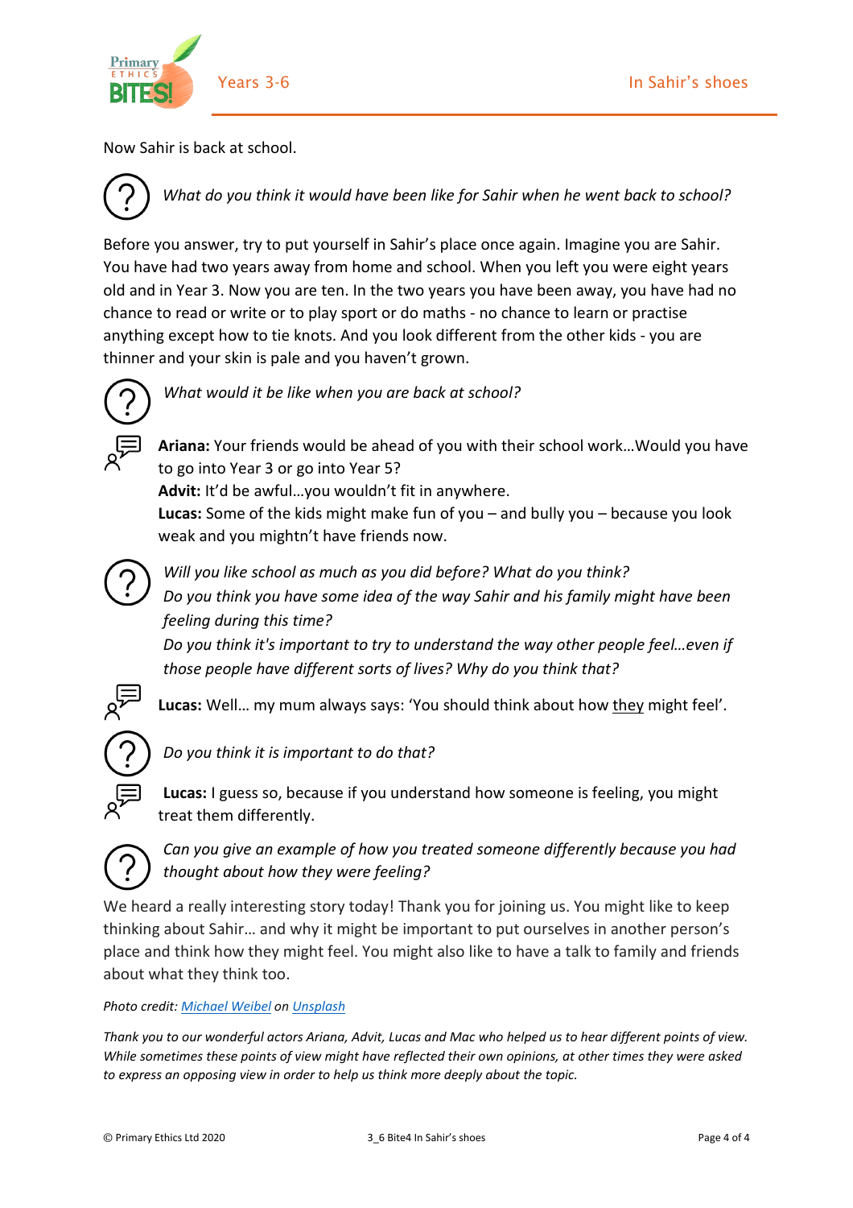Now Sahir is back at school.

*What do you think it would have been like for Sahir when he went back to school?*

Before you answer, try to put yourself in Sahir's place once again. Imagine you are Sahir. You have had two years away from home and school. When you left you were eight years old and in Year 3. Now you are ten. In the two years you have been away, you have had no chance to read or write or to play sport or do maths - no chance to learn or practise anything except how to tie knots. And you look different from the other kids - you are thinner and your skin is pale and you haven't grown.

*What would it be like when you are back at school?*

**Ariana:** Your friends would be ahead of you with their school work…Would you have to go into Year 3 or go into Year 5?
**Advit:** It'd be awful…you wouldn't fit in anywhere.
**Lucas:** Some of the kids might make fun of you – and bully you – because you look weak and you mightn't have friends now.

*Will you like school as much as you did before? What do you think?*
*Do you think you have some idea of the way Sahir and his family might have been feeling during this time?*
*Do you think it's important to try to understand the way other people feel…even if those people have different sorts of lives? Why do you think that?*

**Lucas:** Well… my mum always says: 'You should think about how <u>they</u> might feel'.

*Do you think it is important to do that?*

**Lucas:** I guess so, because if you understand how someone is feeling, you might treat them differently.

*Can you give an example of how you treated someone differently because you had thought about how they were feeling?*

We heard a really interesting story today! Thank you for joining us. You might like to keep thinking about Sahir… and why it might be important to put ourselves in another person's place and think how they might feel. You might also like to have a talk to family and friends about what they think too.

*Photo credit: Michael Weibel on Unsplash*

*Thank you to our wonderful actors Ariana, Advit, Lucas and Mac who helped us to hear different points of view. While sometimes these points of view might have reflected their own opinions, at other times they were asked to express an opposing view in order to help us think more deeply about the topic.*